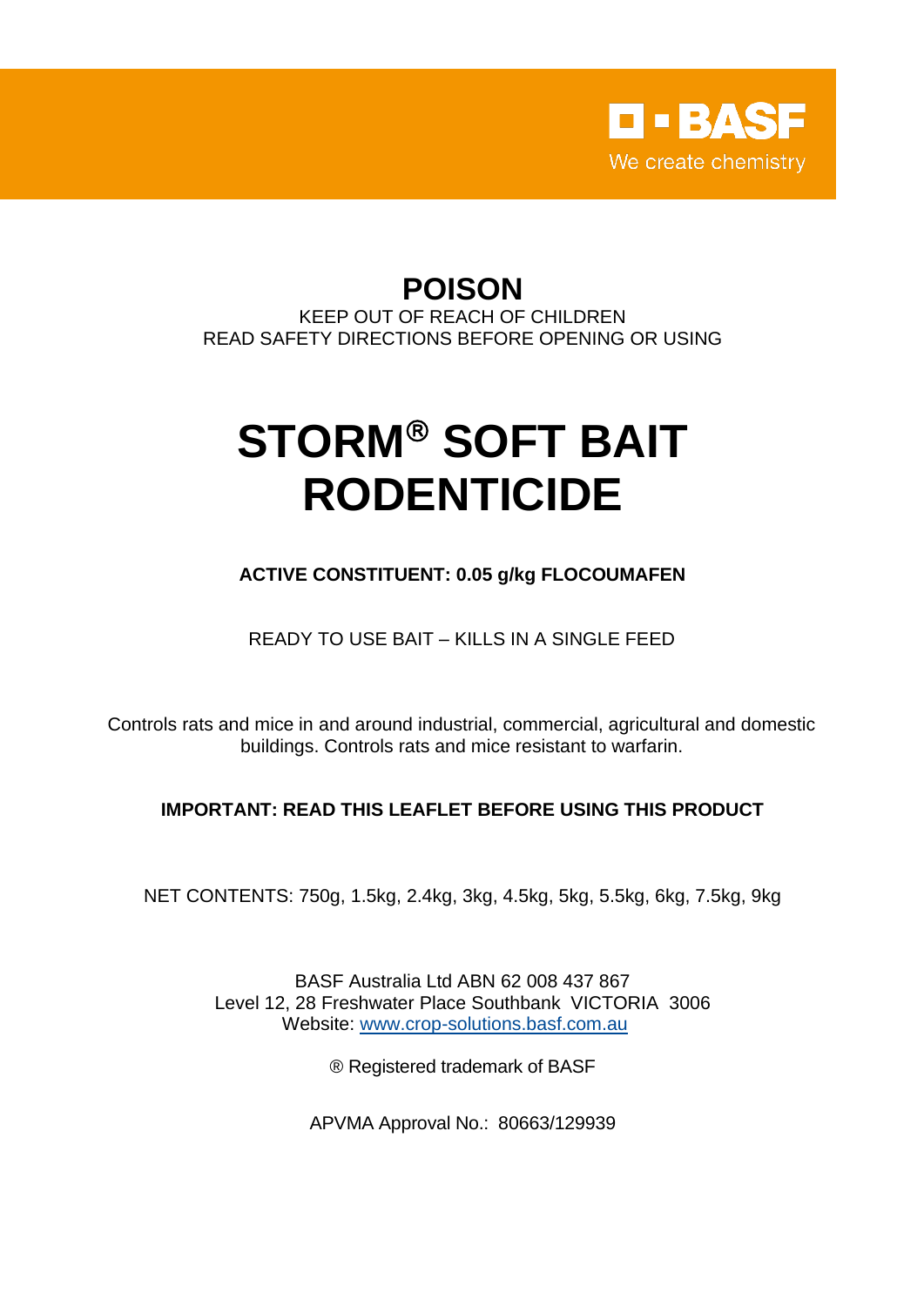BASF
We create chemistry

# POISON

KEEP OUT OF REACH OF CHILDREN
READ SAFETY DIRECTIONS BEFORE OPENING OR USING

# STORM® SOFT BAIT RODENTICIDE

**ACTIVE CONSTITUENT: 0.05 g/kg FLOCOUMAFEN**

READY TO USE BAIT – KILLS IN A SINGLE FEED

Controls rats and mice in and around industrial, commercial, agricultural and domestic buildings. Controls rats and mice resistant to warfarin.

**IMPORTANT: READ THIS LEAFLET BEFORE USING THIS PRODUCT**

NET CONTENTS: 750g, 1.5kg, 2.4kg, 3kg, 4.5kg, 5kg, 5.5kg, 6kg, 7.5kg, 9kg

BASF Australia Ltd ABN 62 008 437 867
Level 12, 28 Freshwater Place Southbank VICTORIA 3006
Website: www.crop-solutions.basf.com.au

® Registered trademark of BASF

APVMA Approval No.: 80663/129939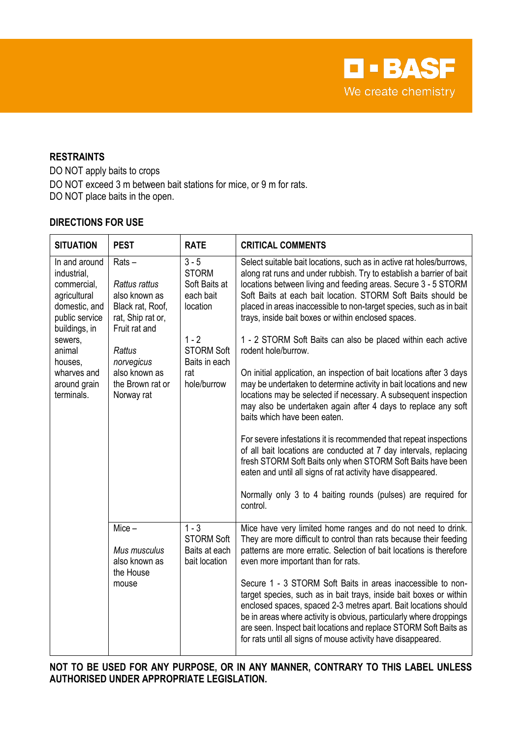### RESTRAINTS

DO NOT apply baits to crops

DO NOT exceed 3 m between bait stations for mice, or 9 m for rats.

DO NOT place baits in the open.

### DIRECTIONS FOR USE

| SITUATION | PEST | RATE | CRITICAL COMMENTS |
|---|---|---|---|
| In and around industrial, commercial, agricultural domestic, and public service buildings, in sewers, animal houses, wharves and around grain terminals. | Rats – *Rattus rattus* also known as Black rat, Roof, rat, Ship rat or, Fruit rat and *Rattus norvegicus* also known as the Brown rat or Norway rat | 3 - 5 STORM Soft Baits at each bait location<br><br>1 - 2 STORM Soft Baits in each rat hole/burrow | Select suitable bait locations, such as in active rat holes/burrows, along rat runs and under rubbish. Try to establish a barrier of bait locations between living and feeding areas. Secure 3 - 5 STORM Soft Baits at each bait location. STORM Soft Baits should be placed in areas inaccessible to non-target species, such as in bait trays, inside bait boxes or within enclosed spaces.<br><br>1 - 2 STORM Soft Baits can also be placed within each active rodent hole/burrow.<br><br>On initial application, an inspection of bait locations after 3 days may be undertaken to determine activity in bait locations and new locations may be selected if necessary. A subsequent inspection may also be undertaken again after 4 days to replace any soft baits which have been eaten.<br><br>For severe infestations it is recommended that repeat inspections of all bait locations are conducted at 7 day intervals, replacing fresh STORM Soft Baits only when STORM Soft Baits have been eaten and until all signs of rat activity have disappeared.<br><br>Normally only 3 to 4 baiting rounds (pulses) are required for control. |
| | Mice – *Mus musculus* also known as the House mouse | 1 - 3 STORM Soft Baits at each bait location | Mice have very limited home ranges and do not need to drink. They are more difficult to control than rats because their feeding patterns are more erratic. Selection of bait locations is therefore even more important than for rats.<br><br>Secure 1 - 3 STORM Soft Baits in areas inaccessible to non-target species, such as in bait trays, inside bait boxes or within enclosed spaces, spaced 2-3 metres apart. Bait locations should be in areas where activity is obvious, particularly where droppings are seen. Inspect bait locations and replace STORM Soft Baits as for rats until all signs of mouse activity have disappeared. |

**NOT TO BE USED FOR ANY PURPOSE, OR IN ANY MANNER, CONTRARY TO THIS LABEL UNLESS AUTHORISED UNDER APPROPRIATE LEGISLATION.**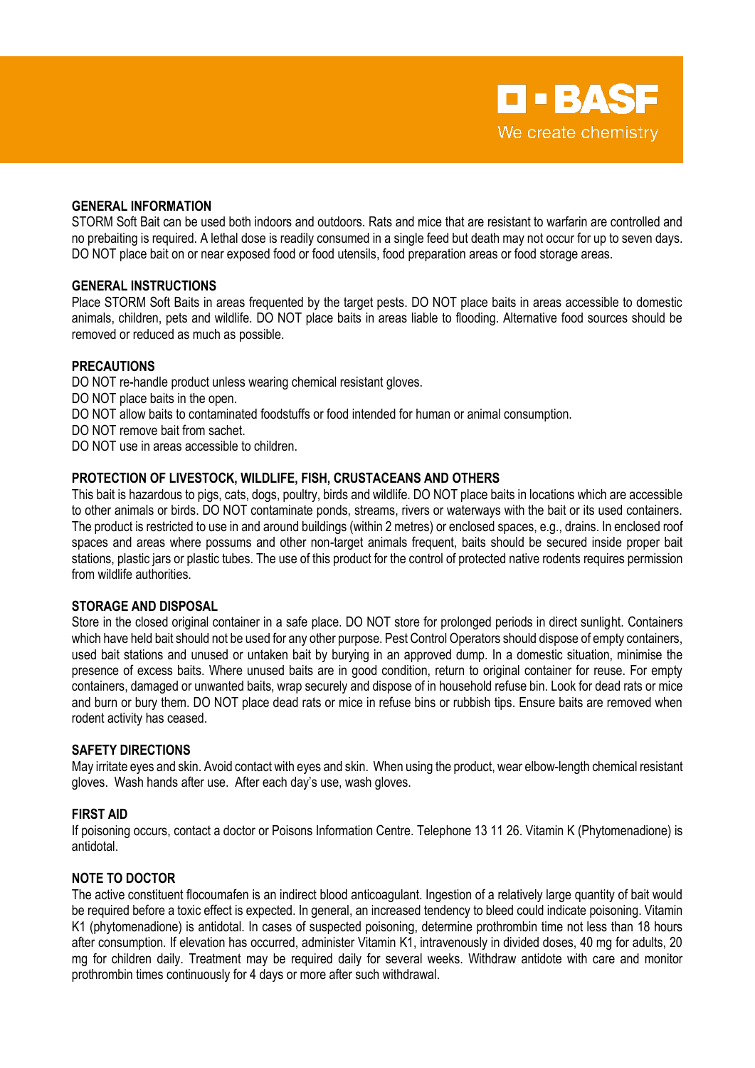## GENERAL INFORMATION

STORM Soft Bait can be used both indoors and outdoors. Rats and mice that are resistant to warfarin are controlled and no prebaiting is required. A lethal dose is readily consumed in a single feed but death may not occur for up to seven days. DO NOT place bait on or near exposed food or food utensils, food preparation areas or food storage areas.

## GENERAL INSTRUCTIONS

Place STORM Soft Baits in areas frequented by the target pests. DO NOT place baits in areas accessible to domestic animals, children, pets and wildlife. DO NOT place baits in areas liable to flooding. Alternative food sources should be removed or reduced as much as possible.

## PRECAUTIONS

DO NOT re-handle product unless wearing chemical resistant gloves.
DO NOT place baits in the open.
DO NOT allow baits to contaminated foodstuffs or food intended for human or animal consumption.
DO NOT remove bait from sachet.
DO NOT use in areas accessible to children.

## PROTECTION OF LIVESTOCK, WILDLIFE, FISH, CRUSTACEANS AND OTHERS

This bait is hazardous to pigs, cats, dogs, poultry, birds and wildlife. DO NOT place baits in locations which are accessible to other animals or birds. DO NOT contaminate ponds, streams, rivers or waterways with the bait or its used containers. The product is restricted to use in and around buildings (within 2 metres) or enclosed spaces, e.g., drains. In enclosed roof spaces and areas where possums and other non-target animals frequent, baits should be secured inside proper bait stations, plastic jars or plastic tubes. The use of this product for the control of protected native rodents requires permission from wildlife authorities.

## STORAGE AND DISPOSAL

Store in the closed original container in a safe place. DO NOT store for prolonged periods in direct sunlight. Containers which have held bait should not be used for any other purpose. Pest Control Operators should dispose of empty containers, used bait stations and unused or untaken bait by burying in an approved dump. In a domestic situation, minimise the presence of excess baits. Where unused baits are in good condition, return to original container for reuse. For empty containers, damaged or unwanted baits, wrap securely and dispose of in household refuse bin. Look for dead rats or mice and burn or bury them. DO NOT place dead rats or mice in refuse bins or rubbish tips. Ensure baits are removed when rodent activity has ceased.

## SAFETY DIRECTIONS

May irritate eyes and skin. Avoid contact with eyes and skin. When using the product, wear elbow-length chemical resistant gloves. Wash hands after use. After each day's use, wash gloves.

## FIRST AID

If poisoning occurs, contact a doctor or Poisons Information Centre. Telephone 13 11 26. Vitamin K (Phytomenadione) is antidotal.

## NOTE TO DOCTOR

The active constituent flocoumafen is an indirect blood anticoagulant. Ingestion of a relatively large quantity of bait would be required before a toxic effect is expected. In general, an increased tendency to bleed could indicate poisoning. Vitamin K1 (phytomenadione) is antidotal. In cases of suspected poisoning, determine prothrombin time not less than 18 hours after consumption. If elevation has occurred, administer Vitamin K1, intravenously in divided doses, 40 mg for adults, 20 mg for children daily. Treatment may be required daily for several weeks. Withdraw antidote with care and monitor prothrombin times continuously for 4 days or more after such withdrawal.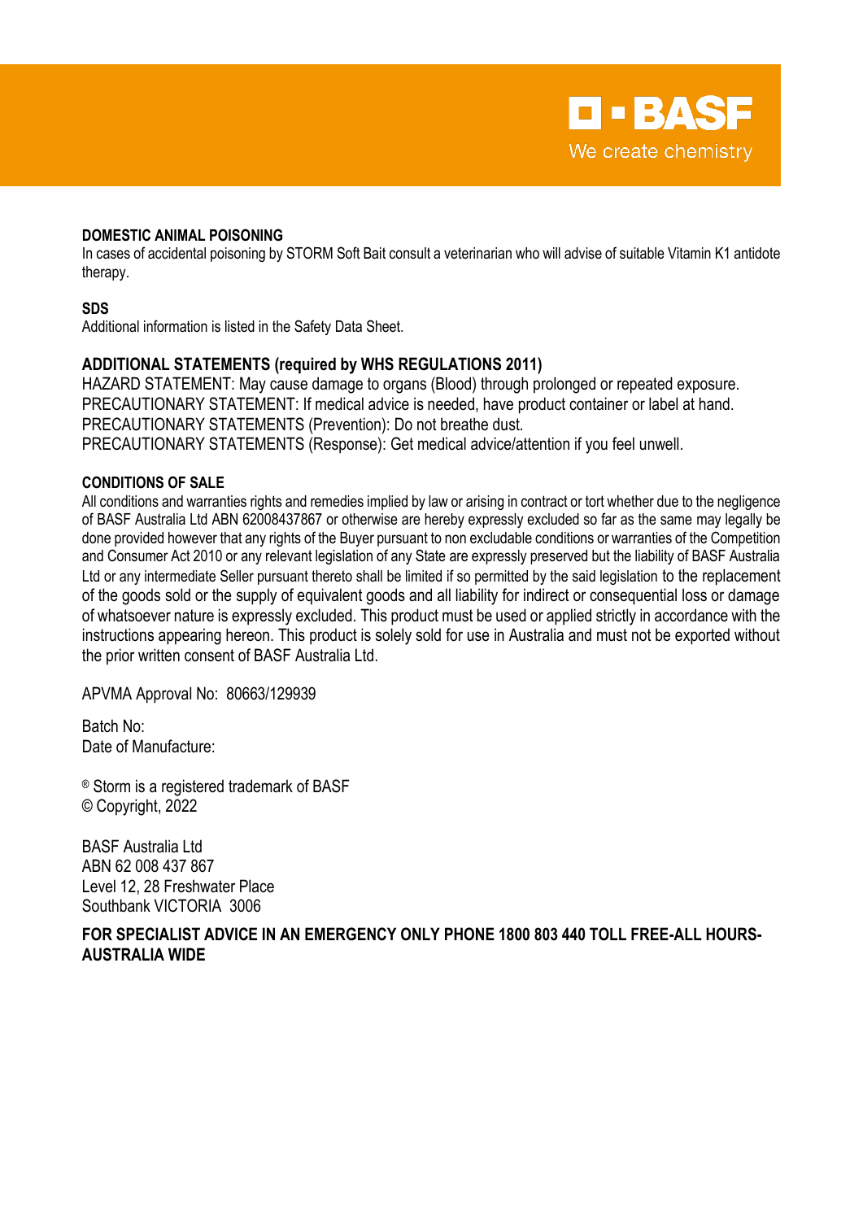**DOMESTIC ANIMAL POISONING**

In cases of accidental poisoning by STORM Soft Bait consult a veterinarian who will advise of suitable Vitamin K1 antidote therapy.

**SDS**

Additional information is listed in the Safety Data Sheet.

**ADDITIONAL STATEMENTS (required by WHS REGULATIONS 2011)**

HAZARD STATEMENT: May cause damage to organs (Blood) through prolonged or repeated exposure.
PRECAUTIONARY STATEMENT: If medical advice is needed, have product container or label at hand.
PRECAUTIONARY STATEMENTS (Prevention): Do not breathe dust.
PRECAUTIONARY STATEMENTS (Response): Get medical advice/attention if you feel unwell.

**CONDITIONS OF SALE**

All conditions and warranties rights and remedies implied by law or arising in contract or tort whether due to the negligence of BASF Australia Ltd ABN 62008437867 or otherwise are hereby expressly excluded so far as the same may legally be done provided however that any rights of the Buyer pursuant to non excludable conditions or warranties of the Competition and Consumer Act 2010 or any relevant legislation of any State are expressly preserved but the liability of BASF Australia Ltd or any intermediate Seller pursuant thereto shall be limited if so permitted by the said legislation to the replacement of the goods sold or the supply of equivalent goods and all liability for indirect or consequential loss or damage of whatsoever nature is expressly excluded. This product must be used or applied strictly in accordance with the instructions appearing hereon. This product is solely sold for use in Australia and must not be exported without the prior written consent of BASF Australia Ltd.

APVMA Approval No: 80663/129939

Batch No:
Date of Manufacture:

® Storm is a registered trademark of BASF
© Copyright, 2022

BASF Australia Ltd
ABN 62 008 437 867
Level 12, 28 Freshwater Place
Southbank VICTORIA 3006

**FOR SPECIALIST ADVICE IN AN EMERGENCY ONLY PHONE 1800 803 440 TOLL FREE-ALL HOURS-AUSTRALIA WIDE**